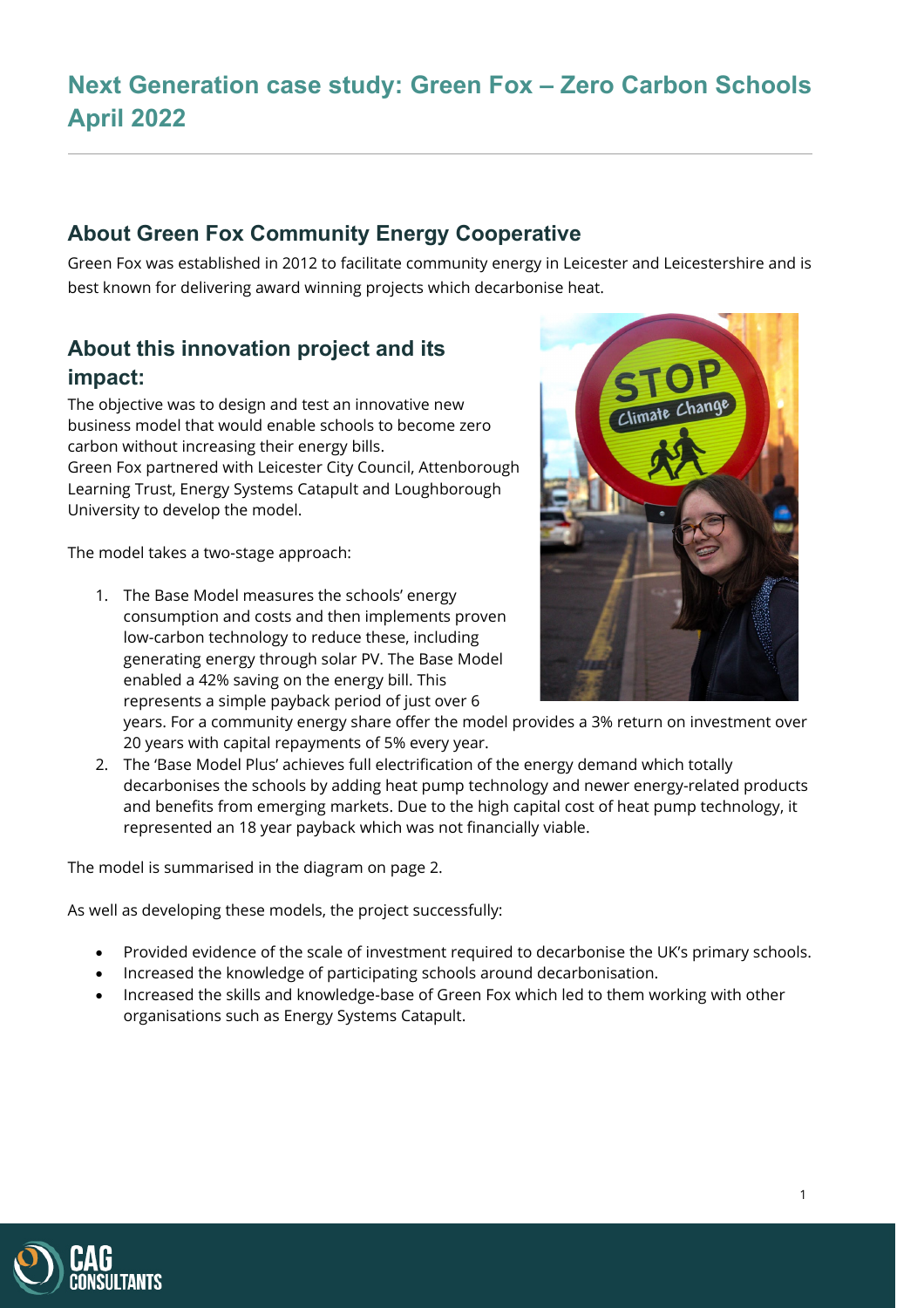# Next Generation case study: Green Fox – Zero Carbon Schools April 2022

## About Green Fox Community Energy Cooperative

Green Fox was established in 2012 to facilitate community energy in Leicester and Leicestershire and is best known for delivering award winning projects which decarbonise heat.

## About this innovation project and its impact:

The objective was to design and test an innovative new business model that would enable schools to become zero carbon without increasing their energy bills.
Green Fox partnered with Leicester City Council, Attenborough Learning Trust, Energy Systems Catapult and Loughborough University to develop the model.

The model takes a two-stage approach:

1. The Base Model measures the schools' energy consumption and costs and then implements proven low-carbon technology to reduce these, including generating energy through solar PV. The Base Model enabled a 42% saving on the energy bill. This represents a simple payback period of just over 6 years. For a community energy share offer the model provides a 3% return on investment over 20 years with capital repayments of 5% every year.
2. The 'Base Model Plus' achieves full electrification of the energy demand which totally decarbonises the schools by adding heat pump technology and newer energy-related products and benefits from emerging markets. Due to the high capital cost of heat pump technology, it represented an 18 year payback which was not financially viable.

The model is summarised in the diagram on page 2.

As well as developing these models, the project successfully:

- Provided evidence of the scale of investment required to decarbonise the UK's primary schools.
- Increased the knowledge of participating schools around decarbonisation.
- Increased the skills and knowledge-base of Green Fox which led to them working with other organisations such as Energy Systems Catapult.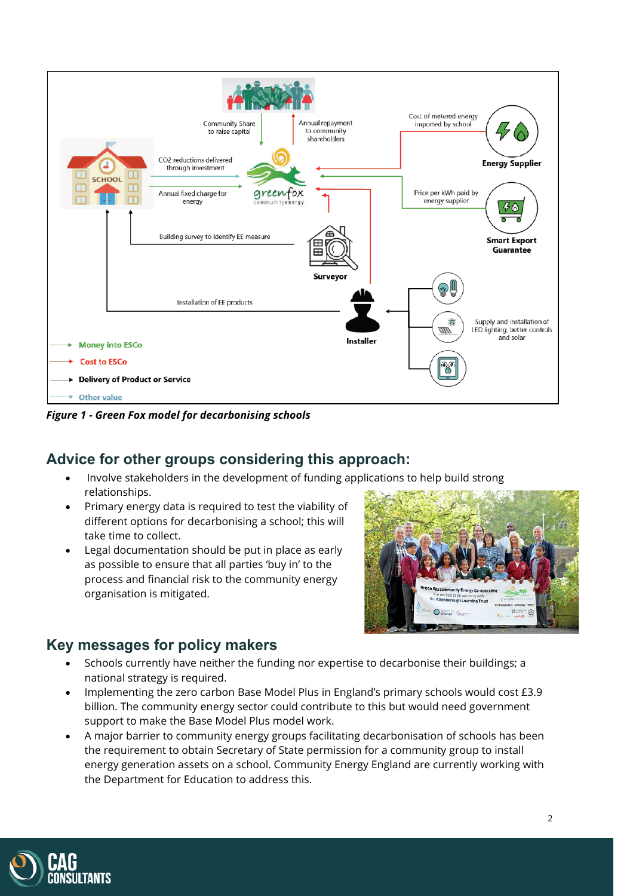*Figure 1 - Green Fox model for decarbonising schools*

## Advice for other groups considering this approach:

- Involve stakeholders in the development of funding applications to help build strong relationships.
- Primary energy data is required to test the viability of different options for decarbonising a school; this will take time to collect.
- Legal documentation should be put in place as early as possible to ensure that all parties 'buy in' to the process and financial risk to the community energy organisation is mitigated.

## Key messages for policy makers

- Schools currently have neither the funding nor expertise to decarbonise their buildings; a national strategy is required.
- Implementing the zero carbon Base Model Plus in England's primary schools would cost £3.9 billion. The community energy sector could contribute to this but would need government support to make the Base Model Plus model work.
- A major barrier to community energy groups facilitating decarbonisation of schools has been the requirement to obtain Secretary of State permission for a community group to install energy generation assets on a school. Community Energy England are currently working with the Department for Education to address this.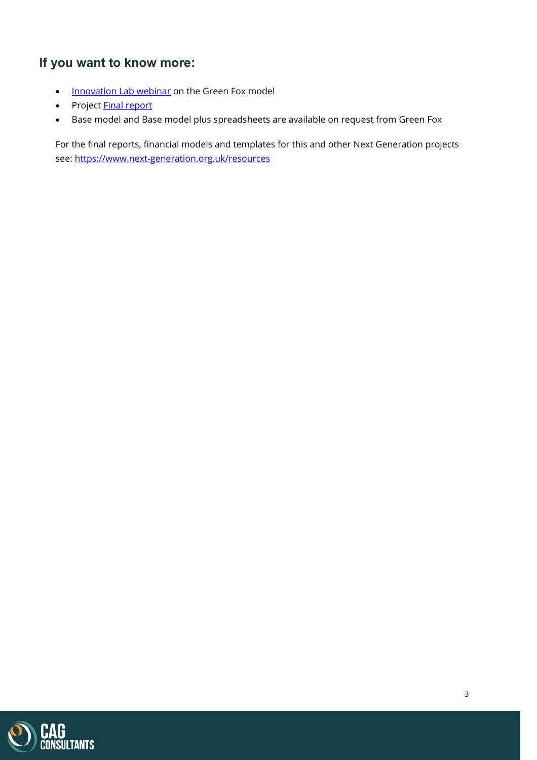## If you want to know more:

- Innovation Lab webinar on the Green Fox model
- Project Final report
- Base model and Base model plus spreadsheets are available on request from Green Fox

For the final reports, financial models and templates for this and other Next Generation projects see: https://www.next-generation.org.uk/resources